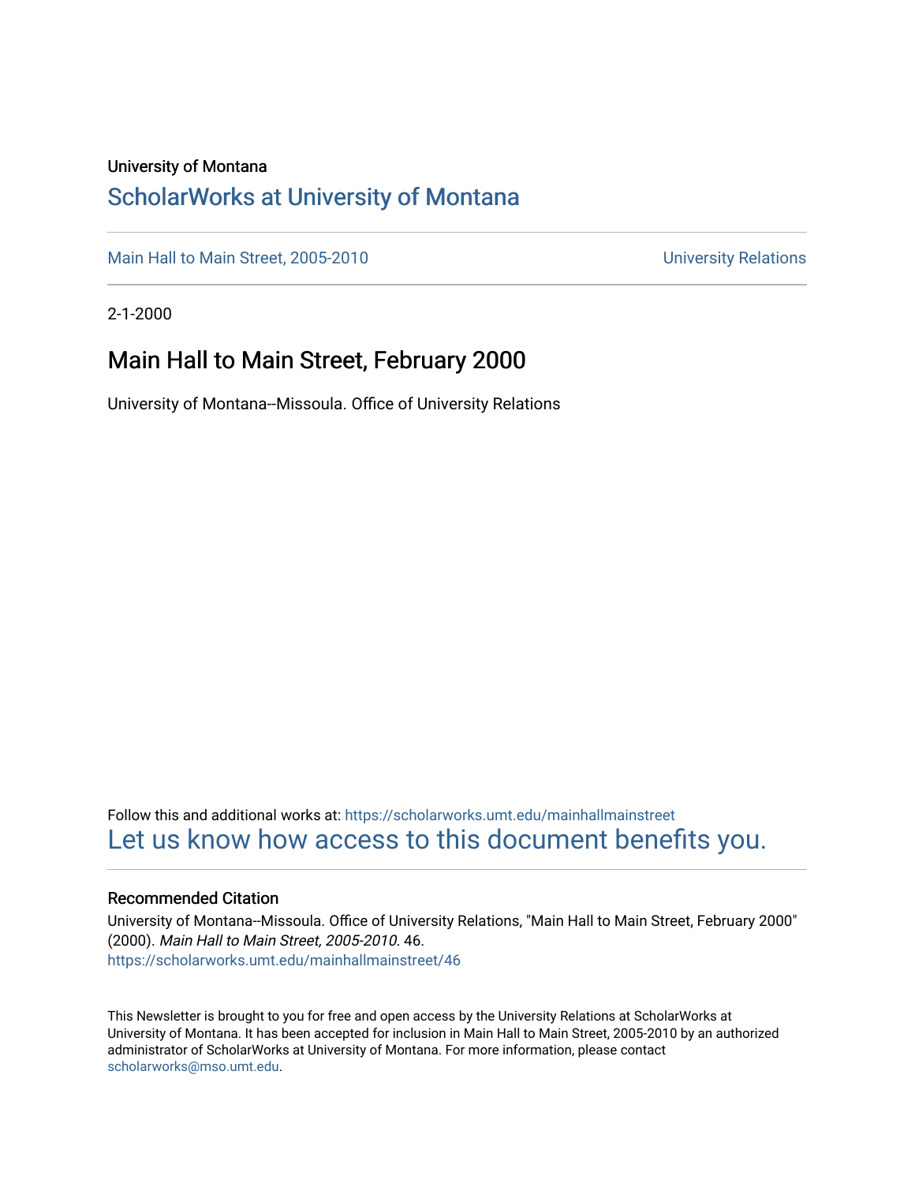University of Montana

# ScholarWorks at University of Montana

Main Hall to Main Street, 2005-2010 University Relations

2-1-2000

## Main Hall to Main Street, February 2000

University of Montana--Missoula. Office of University Relations

Follow this and additional works at: https://scholarworks.umt.edu/mainhallmainstreet

Let us know how access to this document benefits you.

### Recommended Citation

University of Montana--Missoula. Office of University Relations, "Main Hall to Main Street, February 2000" (2000). *Main Hall to Main Street, 2005-2010.* 46.
https://scholarworks.umt.edu/mainhallmainstreet/46

This Newsletter is brought to you for free and open access by the University Relations at ScholarWorks at University of Montana. It has been accepted for inclusion in Main Hall to Main Street, 2005-2010 by an authorized administrator of ScholarWorks at University of Montana. For more information, please contact scholarworks@mso.umt.edu.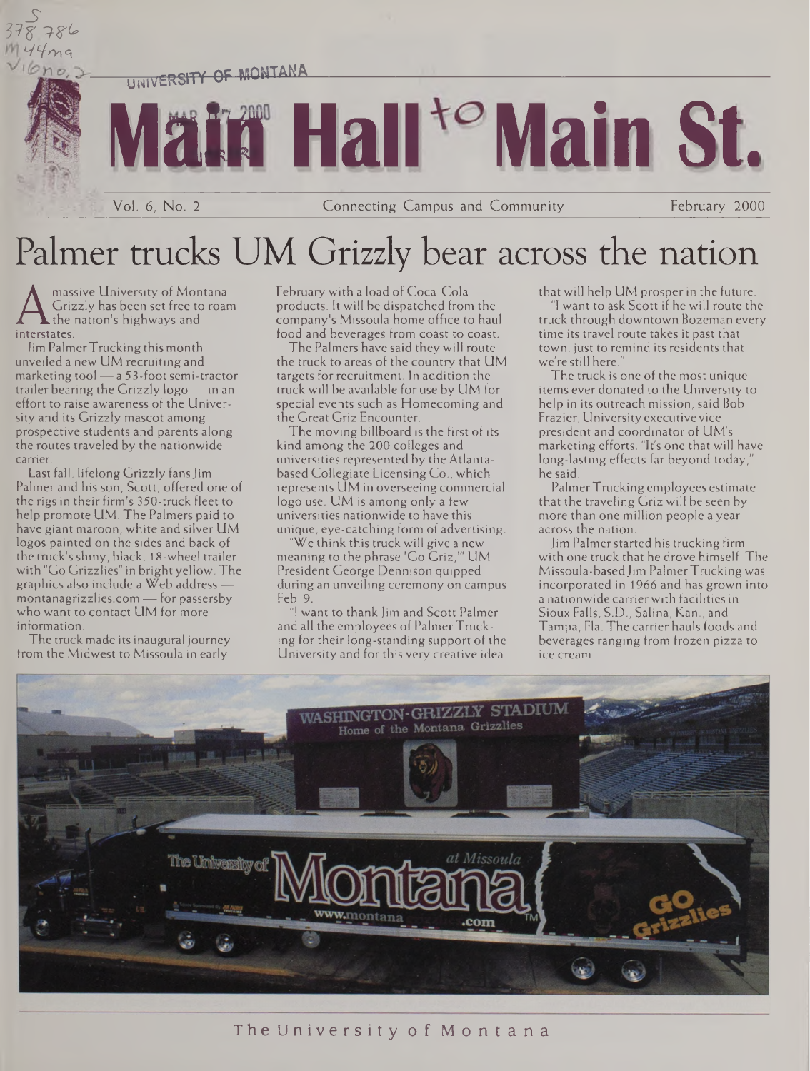UNIVERSITY OF MONTANA

# Main Hall to Main St.

Vol. 6, No. 2 — Connecting Campus and Community — February 2000

# Palmer trucks UM Grizzly bear across the nation

A massive University of Montana Grizzly has been set free to roam the nation's highways and interstates.

Jim Palmer Trucking this month unveiled a new UM recruiting and marketing tool — a 53-foot semi-tractor trailer bearing the Grizzly logo — in an effort to raise awareness of the University and its Grizzly mascot among prospective students and parents along the routes traveled by the nationwide carrier.

Last fall, lifelong Grizzly fans Jim Palmer and his son, Scott, offered one of the rigs in their firm's 350-truck fleet to help promote UM. The Palmers paid to have giant maroon, white and silver UM logos painted on the sides and back of the truck's shiny, black, 18-wheel trailer with "Go Grizzlies" in bright yellow. The graphics also include a Web address — montanagrizzlies.com — for passersby who want to contact UM for more information.

The truck made its inaugural journey from the Midwest to Missoula in early February with a load of Coca-Cola products. It will be dispatched from the company's Missoula home office to haul food and beverages from coast to coast.

The Palmers have said they will route the truck to areas of the country that UM targets for recruitment. In addition the truck will be available for use by UM for special events such as Homecoming and the Great Griz Encounter.

The moving billboard is the first of its kind among the 200 colleges and universities represented by the Atlanta-based Collegiate Licensing Co., which represents UM in overseeing commercial logo use. UM is among only a few universities nationwide to have this unique, eye-catching form of advertising.

"We think this truck will give a new meaning to the phrase 'Go Griz,'" UM President George Dennison quipped during an unveiling ceremony on campus Feb. 9.

"I want to thank Jim and Scott Palmer and all the employees of Palmer Trucking for their long-standing support of the University and for this very creative idea that will help UM prosper in the future.

"I want to ask Scott if he will route the truck through downtown Bozeman every time its travel route takes it past that town, just to remind its residents that we're still here."

The truck is one of the most unique items ever donated to the University to help in its outreach mission, said Bob Frazier, University executive vice president and coordinator of UM's marketing efforts. "It's one that will have long-lasting effects far beyond today," he said.

Palmer Trucking employees estimate that the traveling Griz will be seen by more than one million people a year across the nation.

Jim Palmer started his trucking firm with one truck that he drove himself. The Missoula-based Jim Palmer Trucking was incorporated in 1966 and has grown into a nationwide carrier with facilities in Sioux Falls, S.D.; Salina, Kan.; and Tampa, Fla. The carrier hauls foods and beverages ranging from frozen pizza to ice cream.

The University of Montana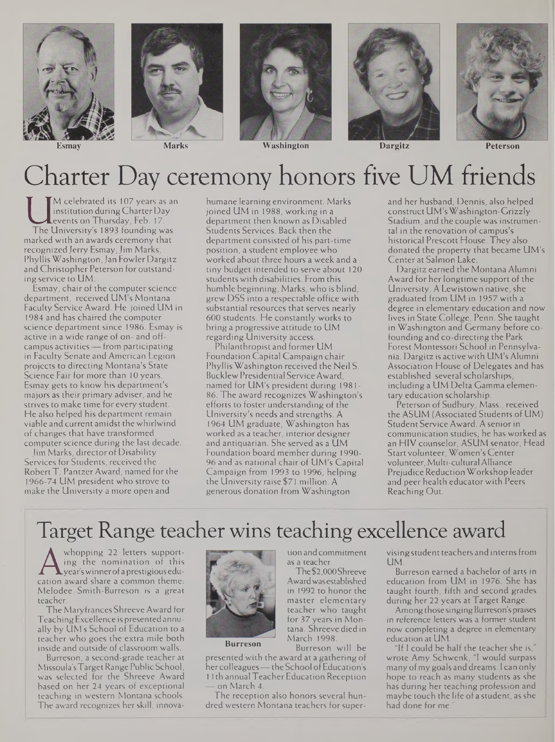Esmay | Marks | Washington | Dargitz | Peterson

# Charter Day ceremony honors five UM friends

UM celebrated its 107 years as an institution during Charter Day events on Thursday, Feb. 17.

The University's 1893 founding was marked with an awards ceremony that recognized Jerry Esmay, Jim Marks, Phyllis Washington, Jan Fowler Dargitz and Christopher Peterson for outstanding service to UM.

Esmay, chair of the computer science department, received UM's Montana Faculty Service Award. He joined UM in 1984 and has chaired the computer science department since 1986. Esmay is active in a wide range of on- and off-campus activities — from participating in Faculty Senate and American Legion projects to directing Montana's State Science Fair for more than 10 years. Esmay gets to know his department's majors as their primary adviser, and he strives to make time for every student. He also helped his department remain viable and current amidst the whirlwind of changes that have transformed computer science during the last decade.

Jim Marks, director of Disability Services for Students, received the Robert T. Pantzer Award, named for the 1966-74 UM president who strove to make the University a more open and humane learning environment. Marks joined UM in 1988, working in a department then known as Disabled Students Services. Back then the department consisted of his part-time position, a student employee who worked about three hours a week and a tiny budget intended to serve about 120 students with disabilities. From this humble beginning, Marks, who is blind, grew DSS into a respectable office with substantial resources that serves nearly 600 students. He constantly works to bring a progressive attitude to UM regarding University access.

Philanthropist and former UM Foundation Capital Campaign chair Phyllis Washington received the Neil S. Bucklew Presidential Service Award, named for UM's president during 1981-86. The award recognizes Washington's efforts to foster understanding of the University's needs and strengths. A 1964 UM graduate, Washington has worked as a teacher, interior designer and antiquarian. She served as a UM Foundation board member during 1990-96 and as national chair of UM's Capital Campaign from 1993 to 1996, helping the University raise $71 million. A generous donation from Washington and her husband, Dennis, also helped construct UM's Washington-Grizzly Stadium, and the couple was instrumental in the renovation of campus's historical Prescott House. They also donated the property that became UM's Center at Salmon Lake.

Dargitz earned the Montana Alumni Award for her longtime support of the University. A Lewistown native, she graduated from UM in 1957 with a degree in elementary education and now lives in State College, Penn. She taught in Washington and Germany before co-founding and co-directing the Park Forest Montessori School in Pennsylvania. Dargitz is active with UM's Alumni Association House of Delegates and has established several scholarships, including a UM Delta Gamma elementary education scholarship.

Peterson of Sudbury, Mass., received the ASUM (Associated Students of UM) Student Service Award. A senior in communication studies, he has worked as an HIV counselor, ASUM senator, Head Start volunteer, Women's Center volunteer, Multi-cultural Alliance Prejudice Reduction Workshop leader and peer health educator with Peers Reaching Out.

# Target Range teacher wins teaching excellence award

A whopping 22 letters supporting the nomination of this year's winner of a prestigious education award share a common theme: Melodee Smith-Burreson is a great teacher.

The Maryfrances Shreeve Award for Teaching Excellence is presented annually by UM's School of Education to a teacher who goes the extra mile both inside and outside of classroom walls.

Burreson, a second-grade teacher at Missoula's Target Range Public School, was selected for the Shreeve Award based on her 24 years of exceptional teaching in western Montana schools. The award recognizes her skill, innovation and commitment as a teacher.

Burreson

The $2,000 Shreeve Award was established in 1992 to honor the master elementary teacher who taught for 37 years in Montana. Shreeve died in March 1998.

Burreson will be presented with the award at a gathering of her colleagues — the School of Education's 11th annual Teacher Education Reception — on March 4.

The reception also honors several hundred western Montana teachers for supervising student teachers and interns from UM.

Burreson earned a bachelor of arts in education from UM in 1976. She has taught fourth, fifth and second grades during her 22 years at Target Range.

Among those singing Burreson's praises in reference letters was a former student now completing a degree in elementary education at UM.

"If I could be half the teacher she is," wrote Amy Schwenk, "I would surpass many of my goals and dreams. I can only hope to reach as many students as she has during her teaching profession and maybe touch the life of a student, as she had done for me."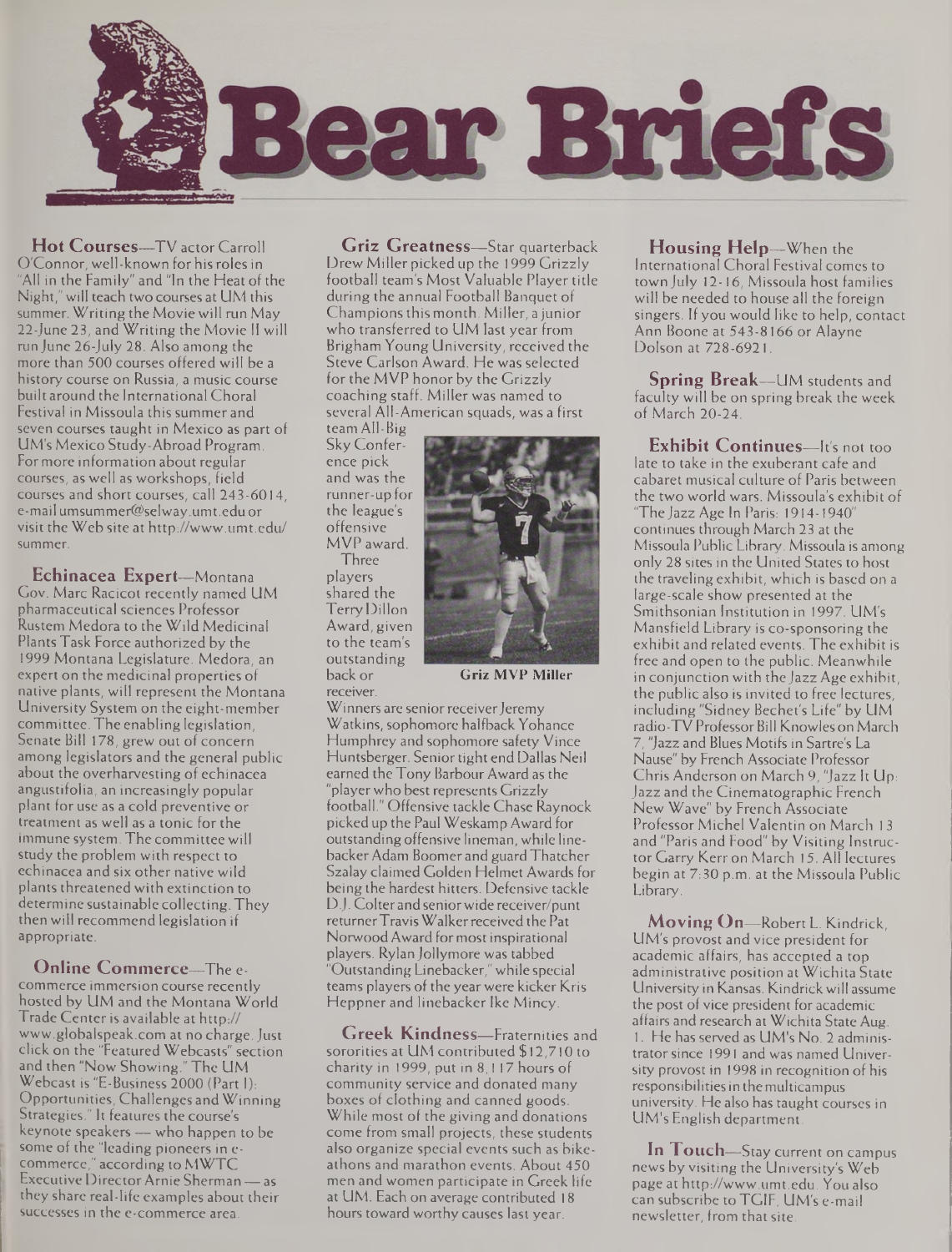# Bear Briefs

**Hot Courses**—TV actor Carroll O'Connor, well-known for his roles in "All in the Family" and "In the Heat of the Night," will teach two courses at UM this summer. Writing the Movie will run May 22-June 23, and Writing the Movie II will run June 26-July 28. Also among the more than 500 courses offered will be a history course on Russia, a music course built around the International Choral Festival in Missoula this summer and seven courses taught in Mexico as part of UM's Mexico Study-Abroad Program. For more information about regular courses, as well as workshops, field courses and short courses, call 243-6014, e-mail umsummer@selway.umt.edu or visit the Web site at http://www.umt.edu/summer.

**Echinacea Expert**—Montana Gov. Marc Racicot recently named UM pharmaceutical sciences Professor Rustem Medora to the Wild Medicinal Plants Task Force authorized by the 1999 Montana Legislature. Medora, an expert on the medicinal properties of native plants, will represent the Montana University System on the eight-member committee. The enabling legislation, Senate Bill 178, grew out of concern among legislators and the general public about the overharvesting of echinacea angustifolia, an increasingly popular plant for use as a cold preventive or treatment as well as a tonic for the immune system. The committee will study the problem with respect to echinacea and six other native wild plants threatened with extinction to determine sustainable collecting. They then will recommend legislation if appropriate.

**Online Commerce**—The e-commerce immersion course recently hosted by UM and the Montana World Trade Center is available at http://www.globalspeak.com at no charge. Just click on the "Featured Webcasts" section and then "Now Showing." The UM Webcast is "E-Business 2000 (Part I): Opportunities, Challenges and Winning Strategies." It features the course's keynote speakers — who happen to be some of the "leading pioneers in e-commerce," according to MWTC Executive Director Arnie Sherman — as they share real-life examples about their successes in the e-commerce area.

**Griz Greatness**—Star quarterback Drew Miller picked up the 1999 Grizzly football team's Most Valuable Player title during the annual Football Banquet of Champions this month. Miller, a junior who transferred to UM last year from Brigham Young University, received the Steve Carlson Award. He was selected for the MVP honor by the Grizzly coaching staff. Miller was named to several All-American squads, was a first team All-Big Sky Conference pick and was the runner-up for the league's offensive MVP award.

Griz MVP Miller

Three players shared the Terry Dillon Award, given to the team's outstanding back or receiver. Winners are senior receiver Jeremy Watkins, sophomore halfback Yohance Humphrey and sophomore safety Vince Huntsberger. Senior tight end Dallas Neil earned the Tony Barbour Award as the "player who best represents Grizzly football." Offensive tackle Chase Raynock picked up the Paul Weskamp Award for outstanding offensive lineman, while linebacker Adam Boomer and guard Thatcher Szalay claimed Golden Helmet Awards for being the hardest hitters. Defensive tackle D.J. Colter and senior wide receiver/punt returner Travis Walker received the Pat Norwood Award for most inspirational players. Rylan Jollymore was tabbed "Outstanding Linebacker," while special teams players of the year were kicker Kris Heppner and linebacker Ike Mincy.

**Greek Kindness**—Fraternities and sororities at UM contributed $12,710 to charity in 1999, put in 8,117 hours of community service and donated many boxes of clothing and canned goods. While most of the giving and donations come from small projects, these students also organize special events such as bike-athons and marathon events. About 450 men and women participate in Greek life at UM. Each on average contributed 18 hours toward worthy causes last year.

**Housing Help**—When the International Choral Festival comes to town July 12-16, Missoula host families will be needed to house all the foreign singers. If you would like to help, contact Ann Boone at 543-8166 or Alayne Dolson at 728-6921.

**Spring Break**—UM students and faculty will be on spring break the week of March 20-24.

**Exhibit Continues**—It's not too late to take in the exuberant cafe and cabaret musical culture of Paris between the two world wars. Missoula's exhibit of "The Jazz Age In Paris: 1914-1940" continues through March 23 at the Missoula Public Library. Missoula is among only 28 sites in the United States to host the traveling exhibit, which is based on a large-scale show presented at the Smithsonian Institution in 1997. UM's Mansfield Library is co-sponsoring the exhibit and related events. The exhibit is free and open to the public. Meanwhile in conjunction with the Jazz Age exhibit, the public also is invited to free lectures, including "Sidney Bechet's Life" by UM radio-TV Professor Bill Knowles on March 7, "Jazz and Blues Motifs in Sartre's La Nause" by French Associate Professor Chris Anderson on March 9, "Jazz It Up: Jazz and the Cinematographic French New Wave" by French Associate Professor Michel Valentin on March 13 and "Paris and Food" by Visiting Instructor Garry Kerr on March 15. All lectures begin at 7:30 p.m. at the Missoula Public Library.

**Moving On**—Robert L. Kindrick, UM's provost and vice president for academic affairs, has accepted a top administrative position at Wichita State University in Kansas. Kindrick will assume the post of vice president for academic affairs and research at Wichita State Aug. 1. He has served as UM's No. 2 administrator since 1991 and was named University provost in 1998 in recognition of his responsibilities in the multicampus university. He also has taught courses in UM's English department.

**In Touch**—Stay current on campus news by visiting the University's Web page at http://www.umt.edu. You also can subscribe to TGIF, UM's e-mail newsletter, from that site.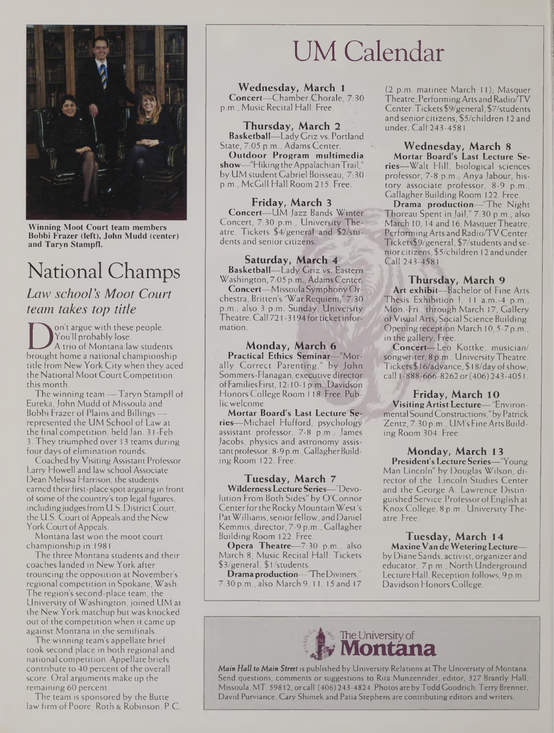Winning Moot Court team members Bobbi Frazer (left), John Mudd (center) and Taryn Stampfl.

# National Champs

## *Law school's Moot Court team takes top title*

Don't argue with these people. You'll probably lose.

A trio of Montana law students brought home a national championship title from New York City when they aced the National Moot Court Competition this month.

The winning team — Taryn Stampfl of Eureka, John Mudd of Missoula and Bobbi Frazer of Plains and Billings — represented the UM School of Law at the final competition, held Jan. 31-Feb. 3. They triumphed over 13 teams during four days of elimination rounds.

Coached by Visiting Assistant Professor Larry Howell and law school Associate Dean Melissa Harrison, the students earned their first-place spot arguing in front of some of the country's top legal figures, including judges from U.S. District Court, the U.S. Court of Appeals and the New York Court of Appeals.

Montana last won the moot court championship in 1981.

The three Montana students and their coaches landed in New York after trouncing the opposition at November's regional competition in Spokane, Wash. The region's second-place team, the University of Washington, joined UM at the New York matchup but was knocked out of the competition when it came up against Montana in the semifinals.

The winning team's appellate brief took second place in both regional and national competition. Appellate briefs contribute to 40 percent of the overall score. Oral arguments make up the remaining 60 percent.

The team is sponsored by the Butte law firm of Poore, Roth & Robinson, P.C.

# UM Calendar

### Wednesday, March 1

**Concert**—Chamber Chorale, 7:30 p.m., Music Recital Hall. Free.

### Thursday, March 2

**Basketball**—Lady Griz vs. Portland State, 7:05 p.m., Adams Center.

**Outdoor Program multimedia show**—"Hiking the Appalachian Trail," by UM student Gabriel Boisseau, 7:30 p.m., McGill Hall Room 215. Free.

### Friday, March 3

**Concert**—UM Jazz Bands Winter Concert, 7:30 p.m., University Theatre. Tickets $4/general and $2/students and senior citizens.

### Saturday, March 4

**Basketball**—Lady Griz vs. Eastern Washington, 7:05 p.m., Adams Center.

**Concert**—Missoula Symphony Orchestra, Britten's "War Requiem," 7:30 p.m.; also 3 p.m. Sunday, University Theatre. Call 721-3194 for ticket information.

### Monday, March 6

**Practical Ethics Seminar**—"Morally Correct Parenting," by John Sommers-Flanagan, executive director of Families First, 12:10-1 p.m., Davidson Honors College Room 118. Free. Public welcome.

**Mortar Board's Last Lecture Series**—Michael Hufford, psychology assistant professor, 7-8 p.m.; James Jacobs, physics and astronomy assistant professor, 8-9 p.m., Gallagher Building Room 122. Free.

### Tuesday, March 7

**Wilderness Lecture Series**—"Devolution From Both Sides" by O'Connor Center for the Rocky Mountain West's Pat Williams, senior fellow, and Daniel Kemmis, director, 7-9 p.m., Gallagher Building Room 122. Free.

**Opera Theatre**—7:30 p.m., also March 8, Music Recital Hall. Tickets $3/general, $1/students.

**Drama production**—"The Diviners," 7:30 p.m., also March 9, 11, 15 and 17 (2 p.m. matinee March 11), Masquer Theatre, Performing Arts and Radio/TV Center. Tickets $9/general, $7/students and senior citizens, $5/children 12 and under. Call 243-4581.

### Wednesday, March 8

**Mortar Board's Last Lecture Series**—Walt Hill, biological sciences professor, 7-8 p.m.; Anya Jabour, history associate professor, 8-9 p.m., Gallagher Building Room 122. Free.

**Drama production**—"The Night Thoreau Spent in Jail," 7:30 p.m., also March 10, 14 and 16, Masquer Theatre, Performing Arts and Radio/TV Center. Tickets $9/general, $7/students and senior citizens, $5/children 12 and under. Call 243-4581.

### Thursday, March 9

**Art exhibit**—Bachelor of Fine Arts Thesis Exhibition I, 11 a.m.-4 p.m., Mon.-Fri., through March 17, Gallery of Visual Arts, Social Science Building. Opening reception March 10, 5-7 p.m., in the gallery. Free.

**Concert**—Leo Kottke, musician/songwriter, 8 p.m., University Theatre. Tickets $16/advance, $18/day of show; call 1-888-666-8262 or (406) 243-4051.

### Friday, March 10

**Visiting Artist Lecture**—"Environmental Sound Constructions," by Patrick Zentz, 7:30 p.m., UM's Fine Arts Building Room 304. Free.

### Monday, March 13

**President's Lecture Series**—"Young Man Lincoln" by Douglas Wilson, director of the Lincoln Studies Center and the George A. Lawrence Distinguished Service Professor of English at Knox College, 8 p.m., University Theatre. Free.

### Tuesday, March 14

**Maxine Van de Wetering Lecture**—by Diane Sands, activist, organizer and educator, 7 p.m., North Underground Lecture Hall. Reception follows, 9 p.m., Davidson Honors College.

The University of Montana

***Main Hall to Main Street*** is published by University Relations at The University of Montana. Send questions, comments or suggestions to Rita Munzenrider, editor, 327 Brantly Hall, Missoula, MT 59812, or call (406) 243-4824. Photos are by Todd Goodrich. Terry Brenner, David Purviance, Cary Shimek and Patia Stephens are contributing editors and writers.